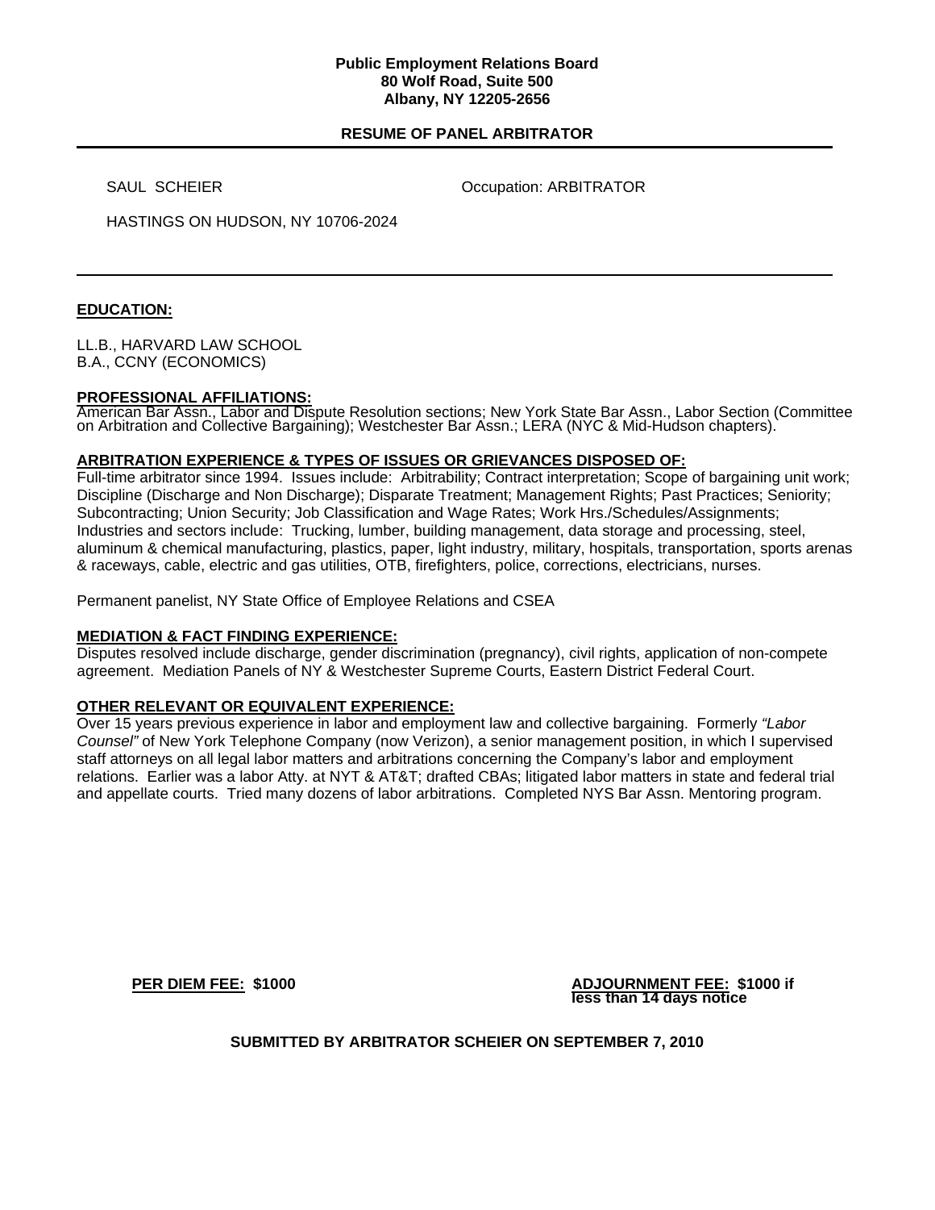**Public Employment Relations Board**
**80 Wolf Road, Suite 500**
**Albany, NY 12205-2656**

## RESUME OF PANEL ARBITRATOR

SAUL SCHEIER

Occupation: ARBITRATOR

HASTINGS ON HUDSON, NY 10706-2024

---

### EDUCATION:

LL.B., HARVARD LAW SCHOOL
B.A., CCNY (ECONOMICS)

### PROFESSIONAL AFFILIATIONS:

American Bar Assn., Labor and Dispute Resolution sections; New York State Bar Assn., Labor Section (Committee on Arbitration and Collective Bargaining); Westchester Bar Assn.; LERA (NYC & Mid-Hudson chapters).

### ARBITRATION EXPERIENCE & TYPES OF ISSUES OR GRIEVANCES DISPOSED OF:

Full-time arbitrator since 1994. Issues include: Arbitrability; Contract interpretation; Scope of bargaining unit work; Discipline (Discharge and Non Discharge); Disparate Treatment; Management Rights; Past Practices; Seniority; Subcontracting; Union Security; Job Classification and Wage Rates; Work Hrs./Schedules/Assignments; Industries and sectors include: Trucking, lumber, building management, data storage and processing, steel, aluminum & chemical manufacturing, plastics, paper, light industry, military, hospitals, transportation, sports arenas & raceways, cable, electric and gas utilities, OTB, firefighters, police, corrections, electricians, nurses.

Permanent panelist, NY State Office of Employee Relations and CSEA

### MEDIATION & FACT FINDING EXPERIENCE:

Disputes resolved include discharge, gender discrimination (pregnancy), civil rights, application of non-compete agreement. Mediation Panels of NY & Westchester Supreme Courts, Eastern District Federal Court.

### OTHER RELEVANT OR EQUIVALENT EXPERIENCE:

Over 15 years previous experience in labor and employment law and collective bargaining. Formerly *"Labor Counsel"* of New York Telephone Company (now Verizon), a senior management position, in which I supervised staff attorneys on all legal labor matters and arbitrations concerning the Company's labor and employment relations. Earlier was a labor Atty. at NYT & AT&T; drafted CBAs; litigated labor matters in state and federal trial and appellate courts. Tried many dozens of labor arbitrations. Completed NYS Bar Assn. Mentoring program.

**PER DIEM FEE: $1000**

**ADJOURNMENT FEE: $1000 if less than 14 days notice**

**SUBMITTED BY ARBITRATOR SCHEIER ON SEPTEMBER 7, 2010**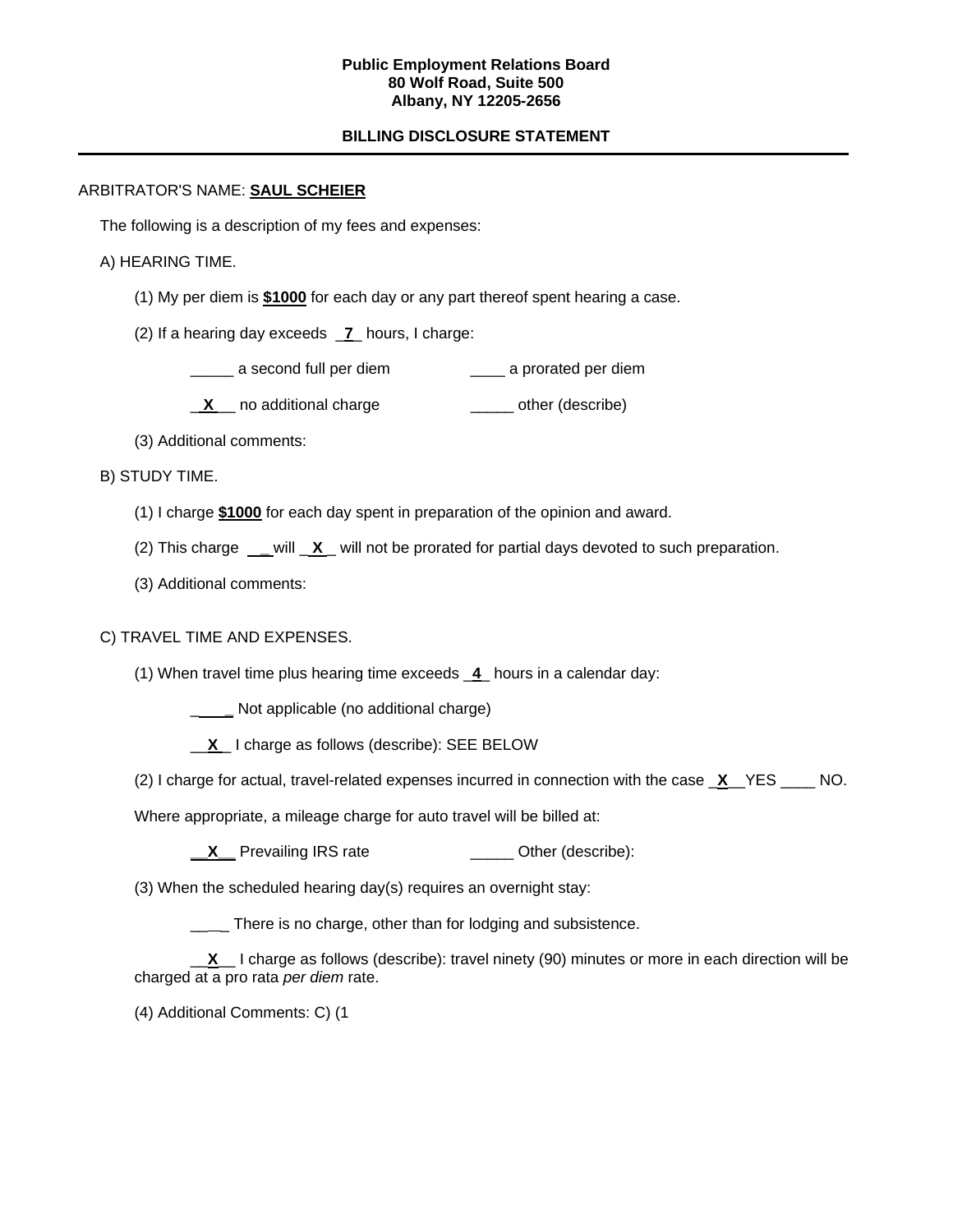**Public Employment Relations Board**
**80 Wolf Road, Suite 500**
**Albany, NY 12205-2656**

**BILLING DISCLOSURE STATEMENT**

---

ARBITRATOR'S NAME: **SAUL SCHEIER**

The following is a description of my fees and expenses:

A) HEARING TIME.

(1) My per diem is **$1000** for each day or any part thereof spent hearing a case.

(2) If a hearing day exceeds __7__ hours, I charge:

_____ a second full per diem ____ a prorated per diem

__X__ no additional charge _____ other (describe)

(3) Additional comments:

B) STUDY TIME.

(1) I charge **$1000** for each day spent in preparation of the opinion and award.

(2) This charge ___ will __X__ will not be prorated for partial days devoted to such preparation.

(3) Additional comments:

C) TRAVEL TIME AND EXPENSES.

(1) When travel time plus hearing time exceeds __4__ hours in a calendar day:

_____ Not applicable (no additional charge)

__X__ I charge as follows (describe): SEE BELOW

(2) I charge for actual, travel-related expenses incurred in connection with the case __X__ YES ____ NO.

Where appropriate, a mileage charge for auto travel will be billed at:

__X__ Prevailing IRS rate _____ Other (describe):

(3) When the scheduled hearing day(s) requires an overnight stay:

_____ There is no charge, other than for lodging and subsistence.

__X__ I charge as follows (describe): travel ninety (90) minutes or more in each direction will be charged at a pro rata *per diem* rate.

(4) Additional Comments: C) (1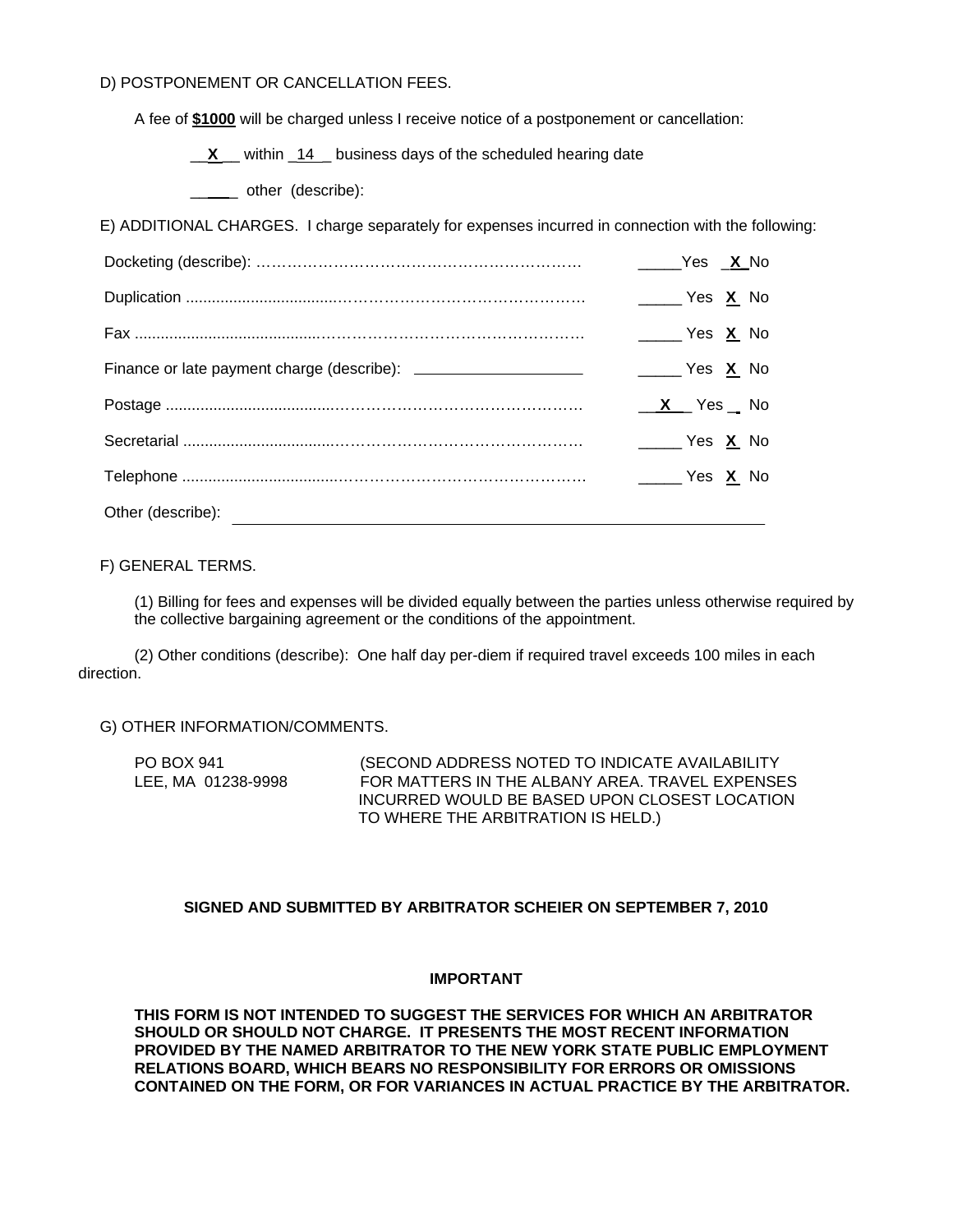D) POSTPONEMENT OR CANCELLATION FEES.

A fee of **$1000** will be charged unless I receive notice of a postponement or cancellation:

__**X**__ within _14__ business days of the scheduled hearing date

______ other (describe):

E) ADDITIONAL CHARGES. I charge separately for expenses incurred in connection with the following:

| | |
|---|---|
| Docketing (describe): | _____Yes **X** No |
| Duplication | _____ Yes **X** No |
| Fax | _____ Yes **X** No |
| Finance or late payment charge (describe): ____________________ | _____ Yes **X** No |
| Postage | **X** Yes _ No |
| Secretarial | _____ Yes **X** No |
| Telephone | _____ Yes **X** No |
| Other (describe): | |

F) GENERAL TERMS.

(1) Billing for fees and expenses will be divided equally between the parties unless otherwise required by the collective bargaining agreement or the conditions of the appointment.

(2) Other conditions (describe): One half day per-diem if required travel exceeds 100 miles in each direction.

G) OTHER INFORMATION/COMMENTS.

PO BOX 941
LEE, MA 01238-9998

(SECOND ADDRESS NOTED TO INDICATE AVAILABILITY FOR MATTERS IN THE ALBANY AREA. TRAVEL EXPENSES INCURRED WOULD BE BASED UPON CLOSEST LOCATION TO WHERE THE ARBITRATION IS HELD.)

**SIGNED AND SUBMITTED BY ARBITRATOR SCHEIER ON SEPTEMBER 7, 2010**

**IMPORTANT**

**THIS FORM IS NOT INTENDED TO SUGGEST THE SERVICES FOR WHICH AN ARBITRATOR SHOULD OR SHOULD NOT CHARGE. IT PRESENTS THE MOST RECENT INFORMATION PROVIDED BY THE NAMED ARBITRATOR TO THE NEW YORK STATE PUBLIC EMPLOYMENT RELATIONS BOARD, WHICH BEARS NO RESPONSIBILITY FOR ERRORS OR OMISSIONS CONTAINED ON THE FORM, OR FOR VARIANCES IN ACTUAL PRACTICE BY THE ARBITRATOR.**